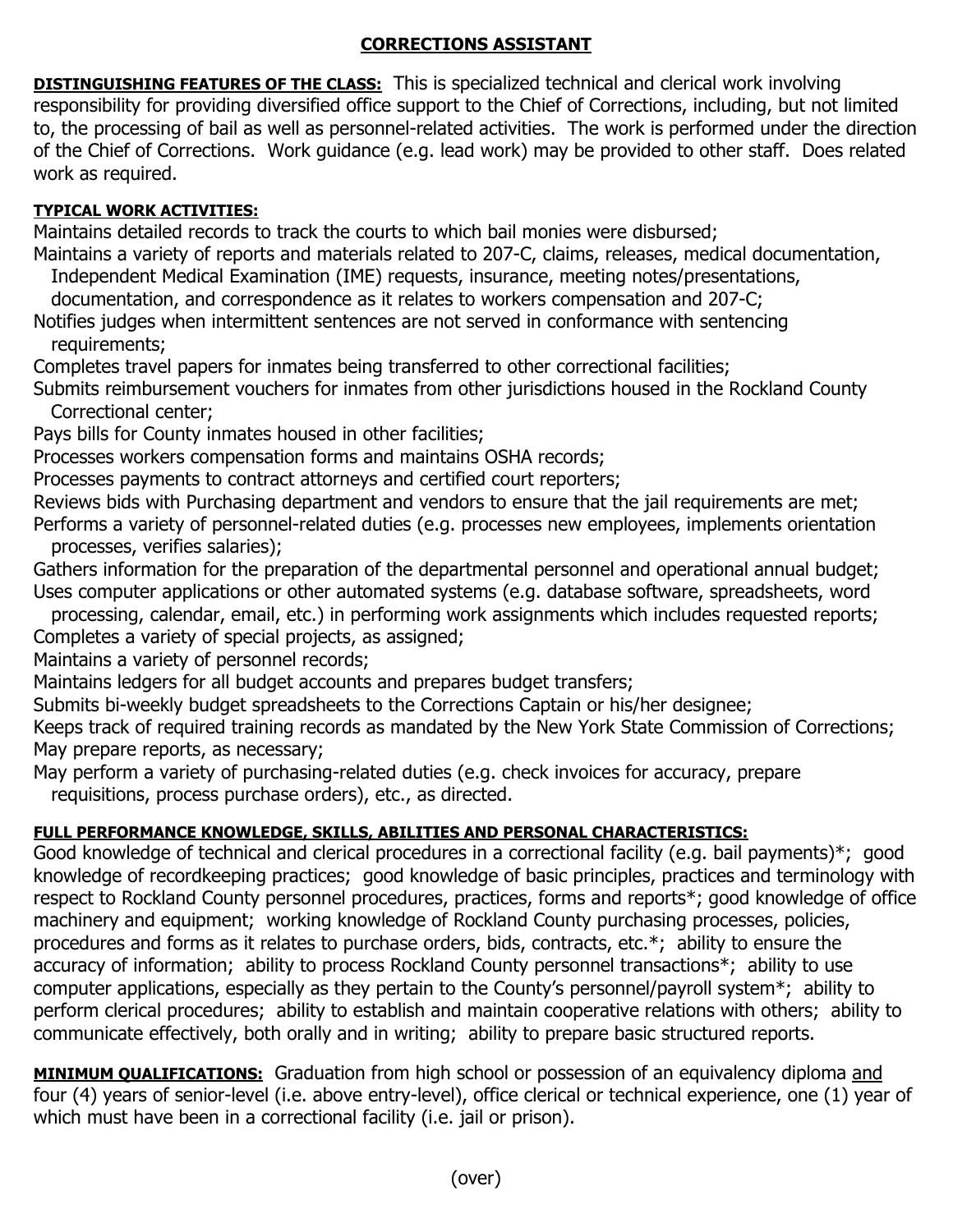# CORRECTIONS ASSISTANT

**DISTINGUISHING FEATURES OF THE CLASS:** This is specialized technical and clerical work involving responsibility for providing diversified office support to the Chief of Corrections, including, but not limited to, the processing of bail as well as personnel-related activities. The work is performed under the direction of the Chief of Corrections. Work guidance (e.g. lead work) may be provided to other staff. Does related work as required.

**TYPICAL WORK ACTIVITIES:**

Maintains detailed records to track the courts to which bail monies were disbursed;
Maintains a variety of reports and materials related to 207-C, claims, releases, medical documentation, Independent Medical Examination (IME) requests, insurance, meeting notes/presentations, documentation, and correspondence as it relates to workers compensation and 207-C;
Notifies judges when intermittent sentences are not served in conformance with sentencing requirements;
Completes travel papers for inmates being transferred to other correctional facilities;
Submits reimbursement vouchers for inmates from other jurisdictions housed in the Rockland County Correctional center;
Pays bills for County inmates housed in other facilities;
Processes workers compensation forms and maintains OSHA records;
Processes payments to contract attorneys and certified court reporters;
Reviews bids with Purchasing department and vendors to ensure that the jail requirements are met;
Performs a variety of personnel-related duties (e.g. processes new employees, implements orientation processes, verifies salaries);
Gathers information for the preparation of the departmental personnel and operational annual budget;
Uses computer applications or other automated systems (e.g. database software, spreadsheets, word processing, calendar, email, etc.) in performing work assignments which includes requested reports;
Completes a variety of special projects, as assigned;
Maintains a variety of personnel records;
Maintains ledgers for all budget accounts and prepares budget transfers;
Submits bi-weekly budget spreadsheets to the Corrections Captain or his/her designee;
Keeps track of required training records as mandated by the New York State Commission of Corrections;
May prepare reports, as necessary;
May perform a variety of purchasing-related duties (e.g. check invoices for accuracy, prepare requisitions, process purchase orders), etc., as directed.

**FULL PERFORMANCE KNOWLEDGE, SKILLS, ABILITIES AND PERSONAL CHARACTERISTICS:**
Good knowledge of technical and clerical procedures in a correctional facility (e.g. bail payments)*; good knowledge of recordkeeping practices; good knowledge of basic principles, practices and terminology with respect to Rockland County personnel procedures, practices, forms and reports*; good knowledge of office machinery and equipment; working knowledge of Rockland County purchasing processes, policies, procedures and forms as it relates to purchase orders, bids, contracts, etc.*; ability to ensure the accuracy of information; ability to process Rockland County personnel transactions*; ability to use computer applications, especially as they pertain to the County's personnel/payroll system*; ability to perform clerical procedures; ability to establish and maintain cooperative relations with others; ability to communicate effectively, both orally and in writing; ability to prepare basic structured reports.

**MINIMUM QUALIFICATIONS:** Graduation from high school or possession of an equivalency diploma and four (4) years of senior-level (i.e. above entry-level), office clerical or technical experience, one (1) year of which must have been in a correctional facility (i.e. jail or prison).

(over)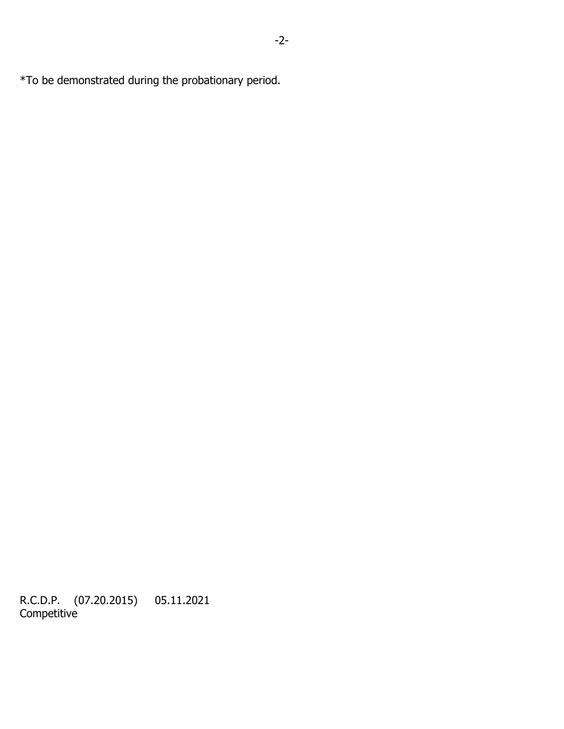*To be demonstrated during the probationary period.

R.C.D.P. (07.20.2015) 05.11.2021
Competitive